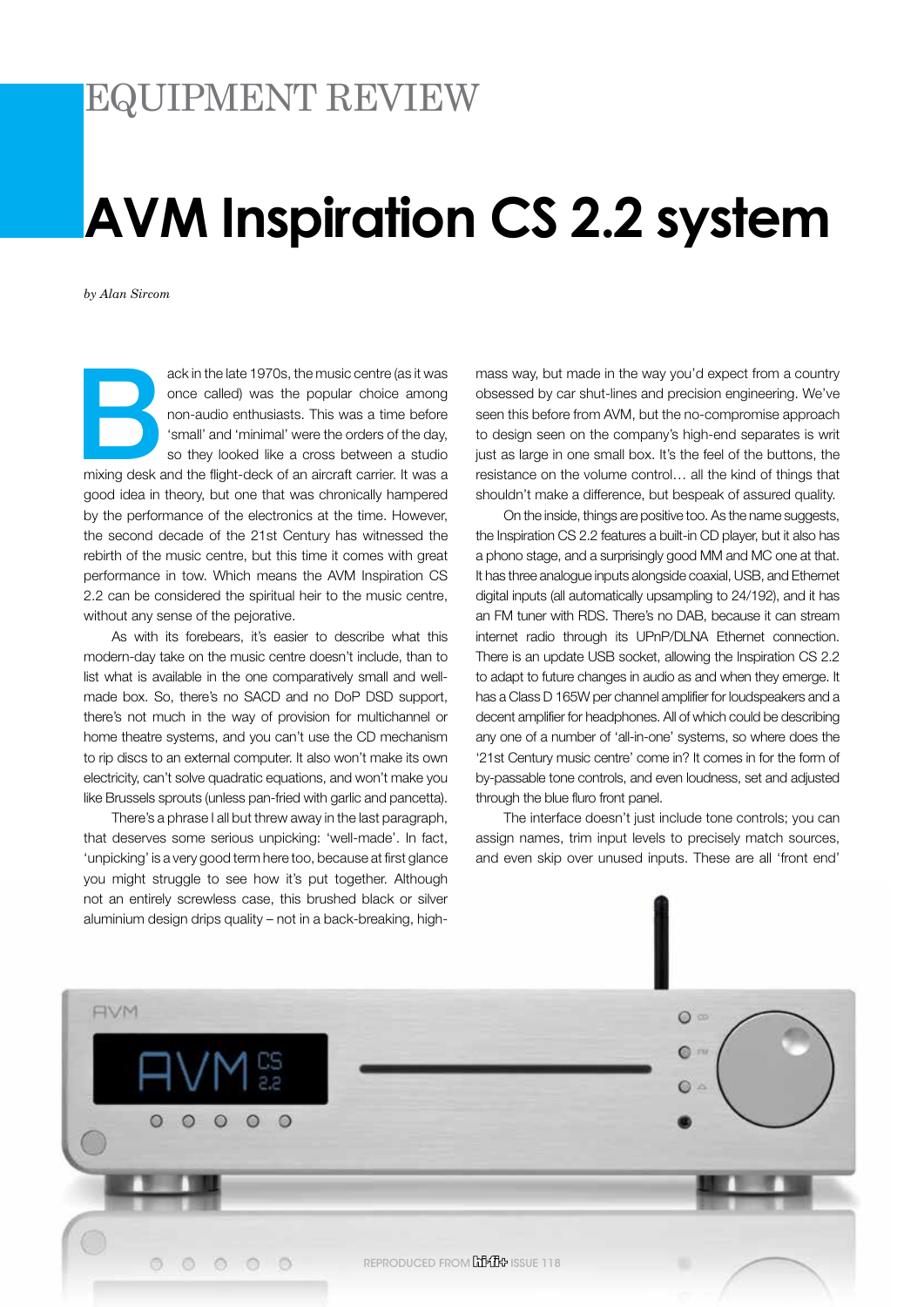# EQUIPMENT REVIEW

# AVM Inspiration CS 2.2 system

*by Alan Sircom*

Back in the late 1970s, the music centre (as it was once called) was the popular choice among non-audio enthusiasts. This was a time before 'small' and 'minimal' were the orders of the day, so they looked like a cross between a studio mixing desk and the flight-deck of an aircraft carrier. It was a good idea in theory, but one that was chronically hampered by the performance of the electronics at the time. However, the second decade of the 21st Century has witnessed the rebirth of the music centre, but this time it comes with great performance in tow. Which means the AVM Inspiration CS 2.2 can be considered the spiritual heir to the music centre, without any sense of the pejorative.

As with its forebears, it's easier to describe what this modern-day take on the music centre doesn't include, than to list what is available in the one comparatively small and well-made box. So, there's no SACD and no DoP DSD support, there's not much in the way of provision for multichannel or home theatre systems, and you can't use the CD mechanism to rip discs to an external computer. It also won't make its own electricity, can't solve quadratic equations, and won't make you like Brussels sprouts (unless pan-fried with garlic and pancetta).

There's a phrase I all but threw away in the last paragraph, that deserves some serious unpicking: 'well-made'. In fact, 'unpicking' is a very good term here too, because at first glance you might struggle to see how it's put together. Although not an entirely screwless case, this brushed black or silver aluminium design drips quality – not in a back-breaking, high-mass way, but made in the way you'd expect from a country obsessed by car shut-lines and precision engineering. We've seen this before from AVM, but the no-compromise approach to design seen on the company's high-end separates is writ just as large in one small box. It's the feel of the buttons, the resistance on the volume control… all the kind of things that shouldn't make a difference, but bespeak of assured quality.

On the inside, things are positive too. As the name suggests, the Inspiration CS 2.2 features a built-in CD player, but it also has a phono stage, and a surprisingly good MM and MC one at that. It has three analogue inputs alongside coaxial, USB, and Ethernet digital inputs (all automatically upsampling to 24/192), and it has an FM tuner with RDS. There's no DAB, because it can stream internet radio through its UPnP/DLNA Ethernet connection. There is an update USB socket, allowing the Inspiration CS 2.2 to adapt to future changes in audio as and when they emerge. It has a Class D 165W per channel amplifier for loudspeakers and a decent amplifier for headphones. All of which could be describing any one of a number of 'all-in-one' systems, so where does the '21st Century music centre' come in? It comes in for the form of by-passable tone controls, and even loudness, set and adjusted through the blue fluro front panel.

The interface doesn't just include tone controls; you can assign names, trim input levels to precisely match sources, and even skip over unused inputs. These are all 'front end'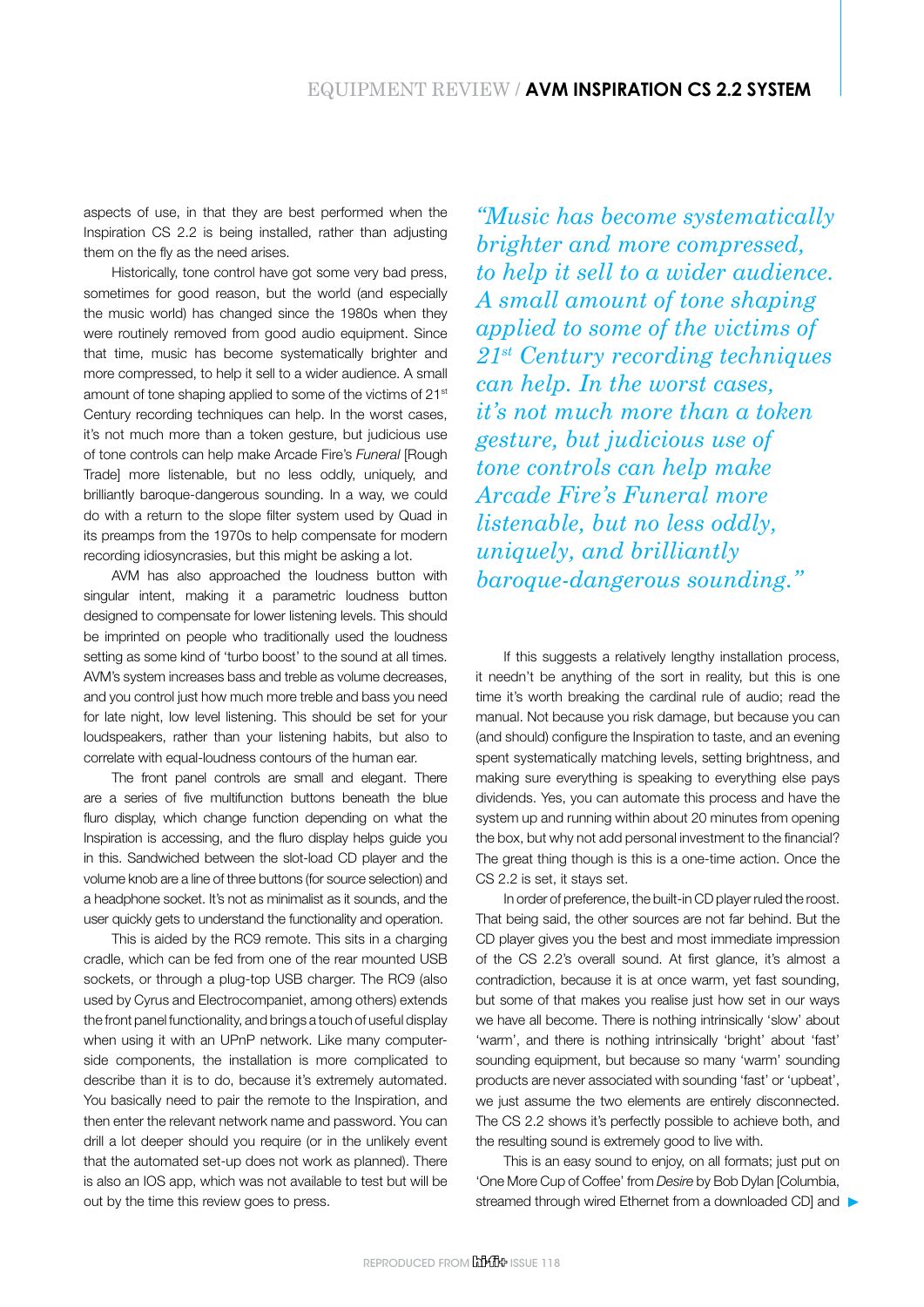aspects of use, in that they are best performed when the Inspiration CS 2.2 is being installed, rather than adjusting them on the fly as the need arises.

Historically, tone control have got some very bad press, sometimes for good reason, but the world (and especially the music world) has changed since the 1980s when they were routinely removed from good audio equipment. Since that time, music has become systematically brighter and more compressed, to help it sell to a wider audience. A small amount of tone shaping applied to some of the victims of 21st Century recording techniques can help. In the worst cases, it's not much more than a token gesture, but judicious use of tone controls can help make Arcade Fire's *Funeral* [Rough Trade] more listenable, but no less oddly, uniquely, and brilliantly baroque-dangerous sounding. In a way, we could do with a return to the slope filter system used by Quad in its preamps from the 1970s to help compensate for modern recording idiosyncrasies, but this might be asking a lot.

AVM has also approached the loudness button with singular intent, making it a parametric loudness button designed to compensate for lower listening levels. This should be imprinted on people who traditionally used the loudness setting as some kind of 'turbo boost' to the sound at all times. AVM's system increases bass and treble as volume decreases, and you control just how much more treble and bass you need for late night, low level listening. This should be set for your loudspeakers, rather than your listening habits, but also to correlate with equal-loudness contours of the human ear.

The front panel controls are small and elegant. There are a series of five multifunction buttons beneath the blue fluro display, which change function depending on what the Inspiration is accessing, and the fluro display helps guide you in this. Sandwiched between the slot-load CD player and the volume knob are a line of three buttons (for source selection) and a headphone socket. It's not as minimalist as it sounds, and the user quickly gets to understand the functionality and operation.

This is aided by the RC9 remote. This sits in a charging cradle, which can be fed from one of the rear mounted USB sockets, or through a plug-top USB charger. The RC9 (also used by Cyrus and Electrocompaniet, among others) extends the front panel functionality, and brings a touch of useful display when using it with an UPnP network. Like many computer-side components, the installation is more complicated to describe than it is to do, because it's extremely automated. You basically need to pair the remote to the Inspiration, and then enter the relevant network name and password. You can drill a lot deeper should you require (or in the unlikely event that the automated set-up does not work as planned). There is also an IOS app, which was not available to test but will be out by the time this review goes to press.

> *"Music has become systematically brighter and more compressed, to help it sell to a wider audience. A small amount of tone shaping applied to some of the victims of 21st Century recording techniques can help. In the worst cases, it's not much more than a token gesture, but judicious use of tone controls can help make Arcade Fire's Funeral more listenable, but no less oddly, uniquely, and brilliantly baroque-dangerous sounding."*

If this suggests a relatively lengthy installation process, it needn't be anything of the sort in reality, but this is one time it's worth breaking the cardinal rule of audio; read the manual. Not because you risk damage, but because you can (and should) configure the Inspiration to taste, and an evening spent systematically matching levels, setting brightness, and making sure everything is speaking to everything else pays dividends. Yes, you can automate this process and have the system up and running within about 20 minutes from opening the box, but why not add personal investment to the financial? The great thing though is this is a one-time action. Once the CS 2.2 is set, it stays set.

In order of preference, the built-in CD player ruled the roost. That being said, the other sources are not far behind. But the CD player gives you the best and most immediate impression of the CS 2.2's overall sound. At first glance, it's almost a contradiction, because it is at once warm, yet fast sounding, but some of that makes you realise just how set in our ways we have all become. There is nothing intrinsically 'slow' about 'warm', and there is nothing intrinsically 'bright' about 'fast' sounding equipment, but because so many 'warm' sounding products are never associated with sounding 'fast' or 'upbeat', we just assume the two elements are entirely disconnected. The CS 2.2 shows it's perfectly possible to achieve both, and the resulting sound is extremely good to live with.

This is an easy sound to enjoy, on all formats; just put on 'One More Cup of Coffee' from *Desire* by Bob Dylan [Columbia, streamed through wired Ethernet from a downloaded CD] and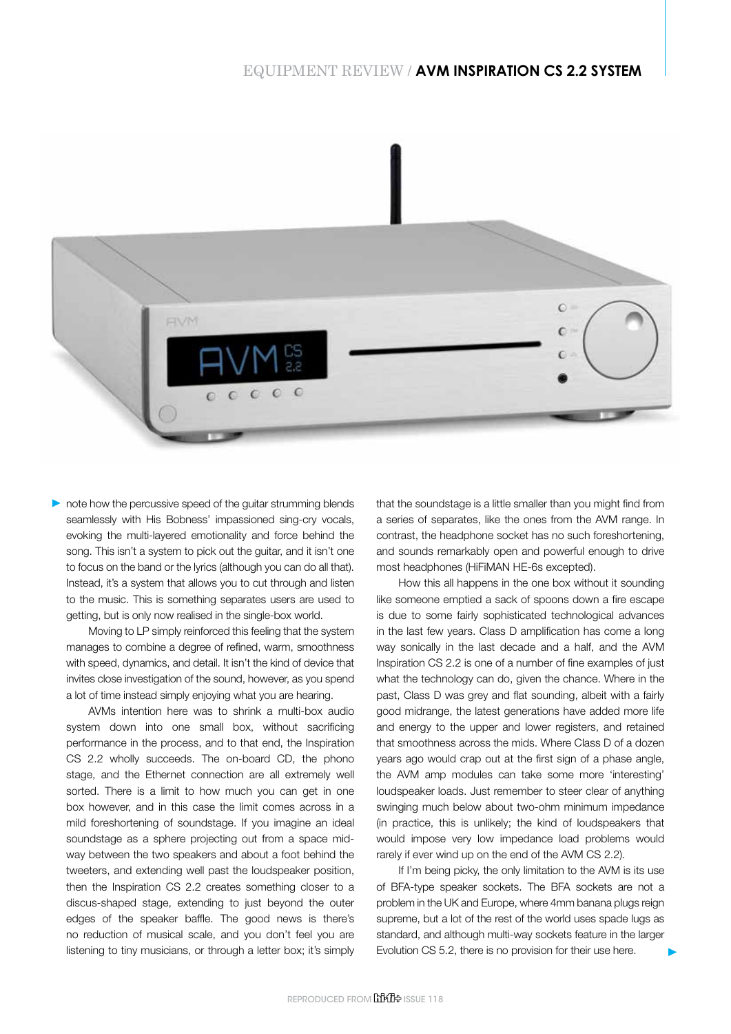note how the percussive speed of the guitar strumming blends seamlessly with His Bobness' impassioned sing-cry vocals, evoking the multi-layered emotionality and force behind the song. This isn't a system to pick out the guitar, and it isn't one to focus on the band or the lyrics (although you can do all that). Instead, it's a system that allows you to cut through and listen to the music. This is something separates users are used to getting, but is only now realised in the single-box world.

Moving to LP simply reinforced this feeling that the system manages to combine a degree of refined, warm, smoothness with speed, dynamics, and detail. It isn't the kind of device that invites close investigation of the sound, however, as you spend a lot of time instead simply enjoying what you are hearing.

AVMs intention here was to shrink a multi-box audio system down into one small box, without sacrificing performance in the process, and to that end, the Inspiration CS 2.2 wholly succeeds. The on-board CD, the phono stage, and the Ethernet connection are all extremely well sorted. There is a limit to how much you can get in one box however, and in this case the limit comes across in a mild foreshortening of soundstage. If you imagine an ideal soundstage as a sphere projecting out from a space mid-way between the two speakers and about a foot behind the tweeters, and extending well past the loudspeaker position, then the Inspiration CS 2.2 creates something closer to a discus-shaped stage, extending to just beyond the outer edges of the speaker baffle. The good news is there's no reduction of musical scale, and you don't feel you are listening to tiny musicians, or through a letter box; it's simply that the soundstage is a little smaller than you might find from a series of separates, like the ones from the AVM range. In contrast, the headphone socket has no such foreshortening, and sounds remarkably open and powerful enough to drive most headphones (HiFiMAN HE-6s excepted).

How this all happens in the one box without it sounding like someone emptied a sack of spoons down a fire escape is due to some fairly sophisticated technological advances in the last few years. Class D amplification has come a long way sonically in the last decade and a half, and the AVM Inspiration CS 2.2 is one of a number of fine examples of just what the technology can do, given the chance. Where in the past, Class D was grey and flat sounding, albeit with a fairly good midrange, the latest generations have added more life and energy to the upper and lower registers, and retained that smoothness across the mids. Where Class D of a dozen years ago would crap out at the first sign of a phase angle, the AVM amp modules can take some more 'interesting' loudspeaker loads. Just remember to steer clear of anything swinging much below about two-ohm minimum impedance (in practice, this is unlikely; the kind of loudspeakers that would impose very low impedance load problems would rarely if ever wind up on the end of the AVM CS 2.2).

If I'm being picky, the only limitation to the AVM is its use of BFA-type speaker sockets. The BFA sockets are not a problem in the UK and Europe, where 4mm banana plugs reign supreme, but a lot of the rest of the world uses spade lugs as standard, and although multi-way sockets feature in the larger Evolution CS 5.2, there is no provision for their use here.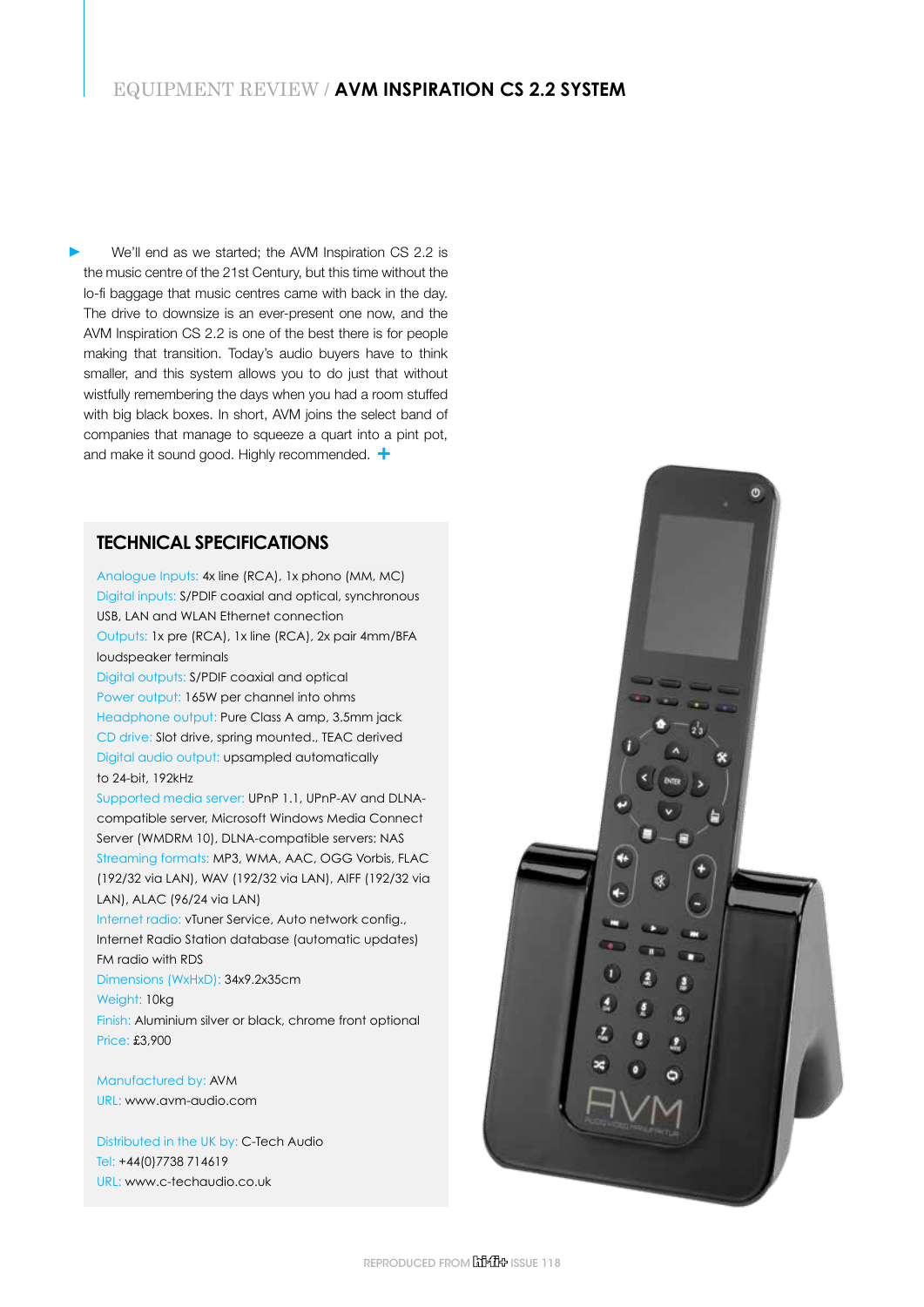We'll end as we started; the AVM Inspiration CS 2.2 is the music centre of the 21st Century, but this time without the lo-fi baggage that music centres came with back in the day. The drive to downsize is an ever-present one now, and the AVM Inspiration CS 2.2 is one of the best there is for people making that transition. Today's audio buyers have to think smaller, and this system allows you to do just that without wistfully remembering the days when you had a room stuffed with big black boxes. In short, AVM joins the select band of companies that manage to squeeze a quart into a pint pot, and make it sound good. Highly recommended. +

## TECHNICAL SPECIFICATIONS

Analogue Inputs: 4x line (RCA), 1x phono (MM, MC)
Digital inputs: S/PDIF coaxial and optical, synchronous USB, LAN and WLAN Ethernet connection
Outputs: 1x pre (RCA), 1x line (RCA), 2x pair 4mm/BFA loudspeaker terminals
Digital outputs: S/PDIF coaxial and optical
Power output: 165W per channel into ohms
Headphone output: Pure Class A amp, 3.5mm jack
CD drive: Slot drive, spring mounted., TEAC derived
Digital audio output: upsampled automatically to 24-bit, 192kHz
Supported media server: UPnP 1.1, UPnP-AV and DLNA-compatible server, Microsoft Windows Media Connect Server (WMDRM 10), DLNA-compatible servers: NAS
Streaming formats: MP3, WMA, AAC, OGG Vorbis, FLAC (192/32 via LAN), WAV (192/32 via LAN), AIFF (192/32 via LAN), ALAC (96/24 via LAN)
Internet radio: vTuner Service, Auto network config., Internet Radio Station database (automatic updates) FM radio with RDS
Dimensions (WxHxD): 34x9.2x35cm
Weight: 10kg
Finish: Aluminium silver or black, chrome front optional
Price: £3,900

Manufactured by: AVM
URL: www.avm-audio.com

Distributed in the UK by: C-Tech Audio
Tel: +44(0)7738 714619
URL: www.c-techaudio.co.uk